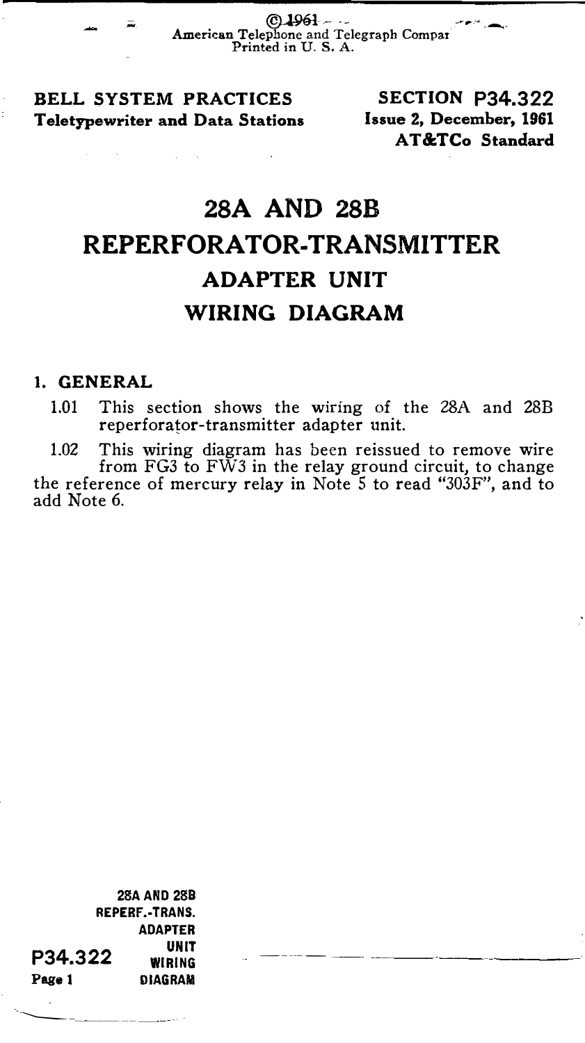© 1961
American Telephone and Telegraph Company
Printed in U. S. A.

**BELL SYSTEM PRACTICES**
**Teletypewriter and Data Stations**

**SECTION P34.322**
**Issue 2, December, 1961**
**AT&TCo Standard**

# 28A AND 28B REPERFORATOR-TRANSMITTER ADAPTER UNIT WIRING DIAGRAM

## 1. GENERAL

1.01 This section shows the wiring of the 28A and 28B reperforator-transmitter adapter unit.

1.02 This wiring diagram has been reissued to remove wire from FG3 to FW3 in the relay ground circuit, to change the reference of mercury relay in Note 5 to read "303F", and to add Note 6.

28A AND 28B REPERF.-TRANS. ADAPTER UNIT WIRING DIAGRAM

P34.322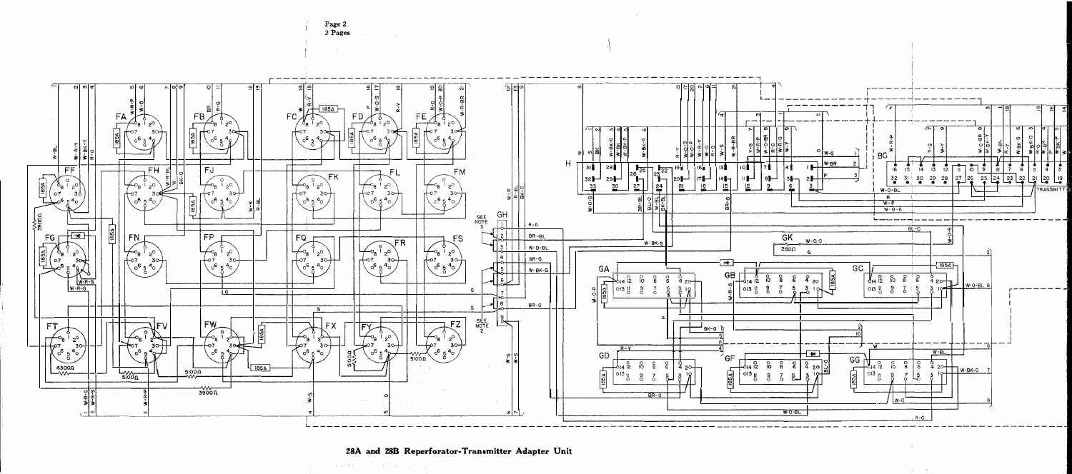# 28A and 28B Reperforator-Transmitter Adapter Unit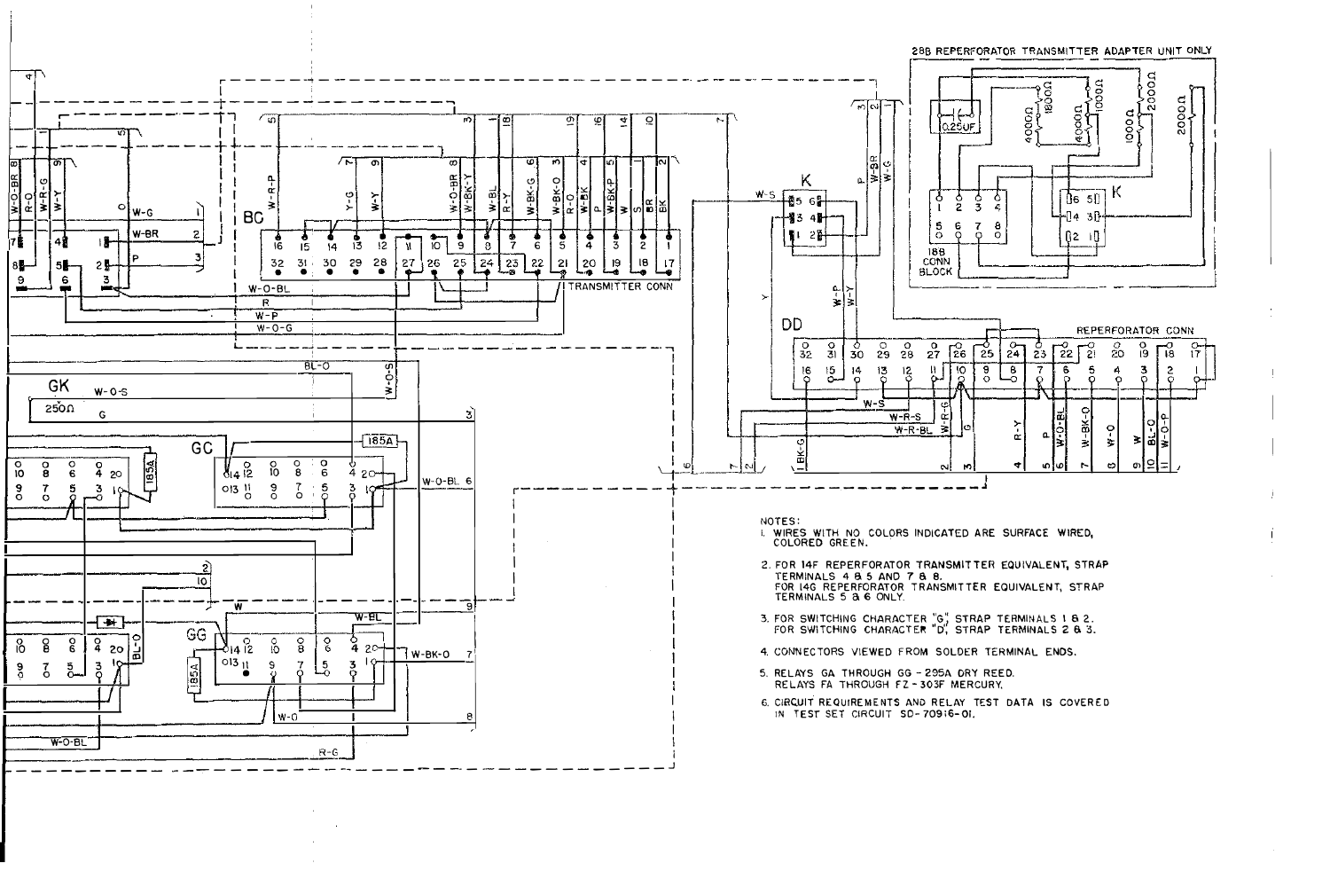288 REPERFORATOR TRANSMITTER ADAPTER UNIT ONLY

TRANSMITTER CONN

REPERFORATOR CONN

188 CONN BLOCK

NOTES:

1. WIRES WITH NO COLORS INDICATED ARE SURFACE WIRED, COLORED GREEN.
2. FOR 14F REPERFORATOR TRANSMITTER EQUIVALENT, STRAP TERMINALS 4 & 5 AND 7 & 8.
   FOR 14G REPERFORATOR TRANSMITTER EQUIVALENT, STRAP TERMINALS 5 & 6 ONLY.
3. FOR SWITCHING CHARACTER "G", STRAP TERMINALS 1 & 2.
   FOR SWITCHING CHARACTER "D", STRAP TERMINALS 2 & 3.
4. CONNECTORS VIEWED FROM SOLDER TERMINAL ENDS.
5. RELAYS GA THROUGH GG - 295A DRY REED.
   RELAYS FA THROUGH FZ - 303F MERCURY.
6. CIRCUIT REQUIREMENTS AND RELAY TEST DATA IS COVERED IN TEST SET CIRCUIT SD-70916-01.